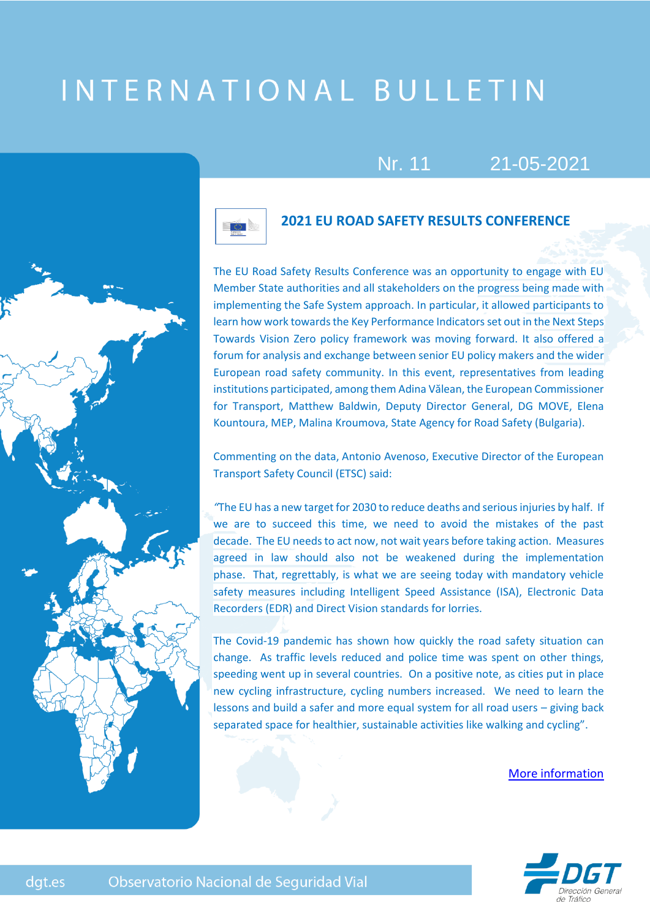# INTERNATIONAL BULLETIN

Nr. 11 21-05-2021

## 2021 EU ROAD SAFETY RESULTS CONFERENCE

The EU Road Safety Results Conference was an opportunity to engage with EU Member State authorities and all stakeholders on the progress being made with implementing the Safe System approach. In particular, it allowed participants to learn how work towards the Key Performance Indicators set out in the Next Steps Towards Vision Zero policy framework was moving forward. It also offered a forum for analysis and exchange between senior EU policy makers and the wider European road safety community. In this event, representatives from leading institutions participated, among them Adina Vălean, the European Commissioner for Transport, Matthew Baldwin, Deputy Director General, DG MOVE, Elena Kountoura, MEP, Malina Kroumova, State Agency for Road Safety (Bulgaria).

Commenting on the data, Antonio Avenoso, Executive Director of the European Transport Safety Council (ETSC) said:

"The EU has a new target for 2030 to reduce deaths and serious injuries by half. If we are to succeed this time, we need to avoid the mistakes of the past decade. The EU needs to act now, not wait years before taking action. Measures agreed in law should also not be weakened during the implementation phase. That, regrettably, is what we are seeing today with mandatory vehicle safety measures including Intelligent Speed Assistance (ISA), Electronic Data Recorders (EDR) and Direct Vision standards for lorries.

The Covid-19 pandemic has shown how quickly the road safety situation can change. As traffic levels reduced and police time was spent on other things, speeding went up in several countries. On a positive note, as cities put in place new cycling infrastructure, cycling numbers increased. We need to learn the lessons and build a safer and more equal system for all road users – giving back separated space for healthier, sustainable activities like walking and cycling".

[More information]

dgt.es Observatorio Nacional de Seguridad Vial

DGT Dirección General de Tráfico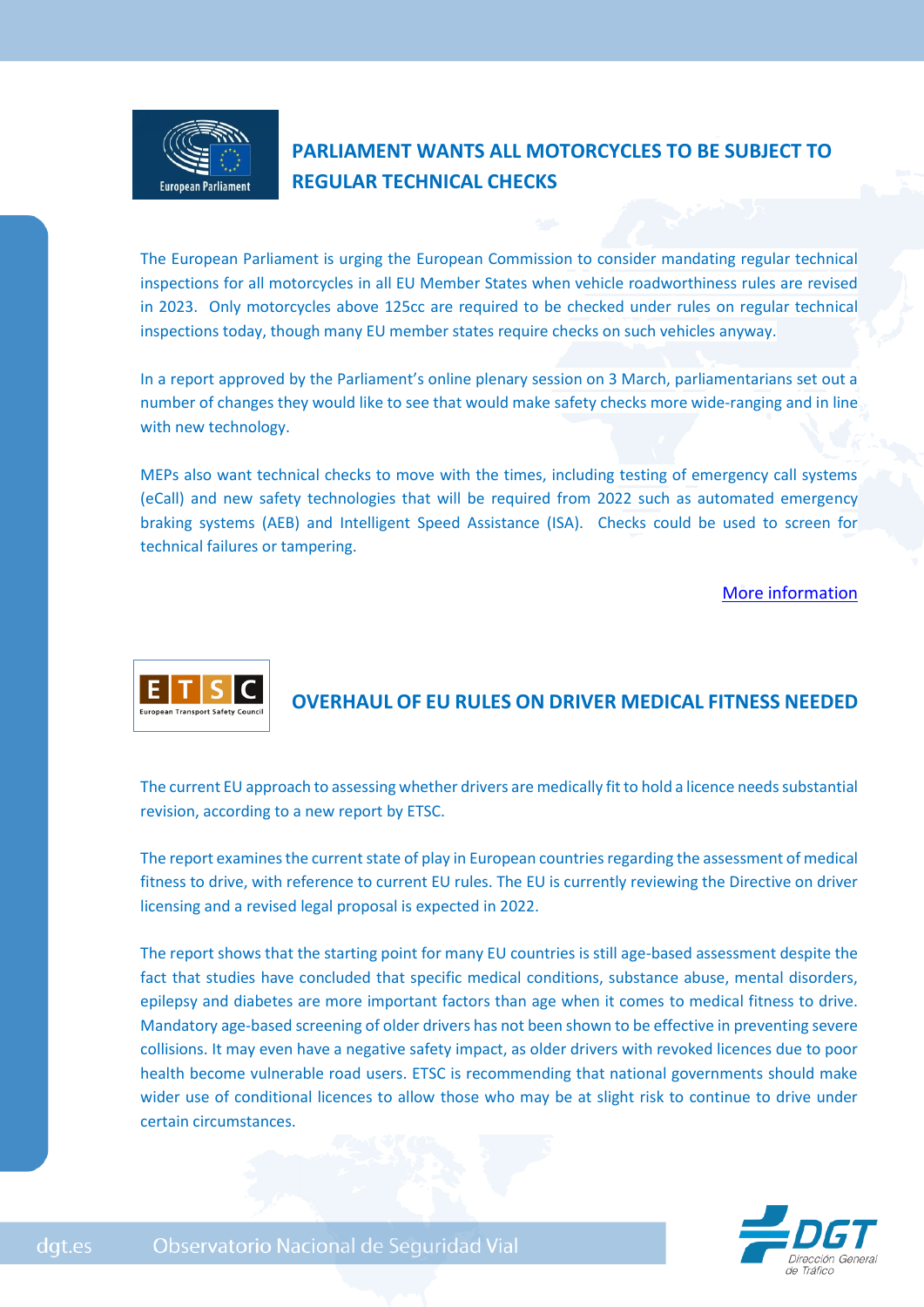## PARLIAMENT WANTS ALL MOTORCYCLES TO BE SUBJECT TO REGULAR TECHNICAL CHECKS

The European Parliament is urging the European Commission to consider mandating regular technical inspections for all motorcycles in all EU Member States when vehicle roadworthiness rules are revised in 2023. Only motorcycles above 125cc are required to be checked under rules on regular technical inspections today, though many EU member states require checks on such vehicles anyway.

In a report approved by the Parliament's online plenary session on 3 March, parliamentarians set out a number of changes they would like to see that would make safety checks more wide-ranging and in line with new technology.

MEPs also want technical checks to move with the times, including testing of emergency call systems (eCall) and new safety technologies that will be required from 2022 such as automated emergency braking systems (AEB) and Intelligent Speed Assistance (ISA). Checks could be used to screen for technical failures or tampering.

More information

## OVERHAUL OF EU RULES ON DRIVER MEDICAL FITNESS NEEDED

The current EU approach to assessing whether drivers are medically fit to hold a licence needs substantial revision, according to a new report by ETSC.

The report examines the current state of play in European countries regarding the assessment of medical fitness to drive, with reference to current EU rules. The EU is currently reviewing the Directive on driver licensing and a revised legal proposal is expected in 2022.

The report shows that the starting point for many EU countries is still age-based assessment despite the fact that studies have concluded that specific medical conditions, substance abuse, mental disorders, epilepsy and diabetes are more important factors than age when it comes to medical fitness to drive. Mandatory age-based screening of older drivers has not been shown to be effective in preventing severe collisions. It may even have a negative safety impact, as older drivers with revoked licences due to poor health become vulnerable road users. ETSC is recommending that national governments should make wider use of conditional licences to allow those who may be at slight risk to continue to drive under certain circumstances.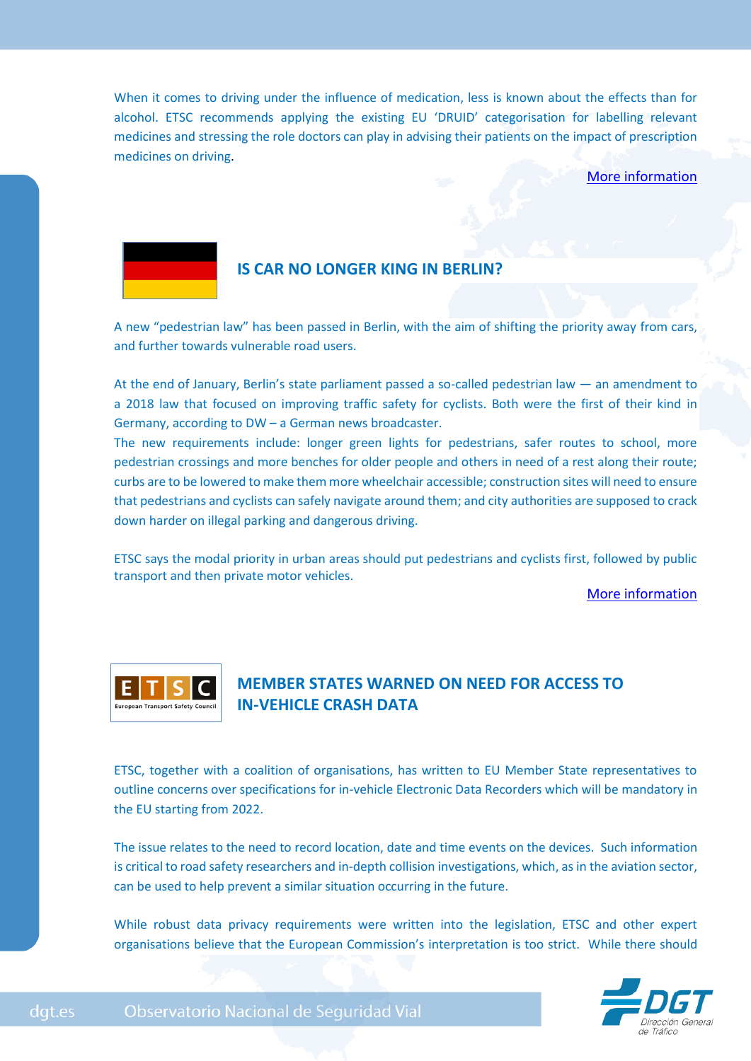When it comes to driving under the influence of medication, less is known about the effects than for alcohol. ETSC recommends applying the existing EU 'DRUID' categorisation for labelling relevant medicines and stressing the role doctors can play in advising their patients on the impact of prescription medicines on driving.

More information

## IS CAR NO LONGER KING IN BERLIN?

A new "pedestrian law" has been passed in Berlin, with the aim of shifting the priority away from cars, and further towards vulnerable road users.

At the end of January, Berlin's state parliament passed a so-called pedestrian law — an amendment to a 2018 law that focused on improving traffic safety for cyclists. Both were the first of their kind in Germany, according to DW – a German news broadcaster.

The new requirements include: longer green lights for pedestrians, safer routes to school, more pedestrian crossings and more benches for older people and others in need of a rest along their route; curbs are to be lowered to make them more wheelchair accessible; construction sites will need to ensure that pedestrians and cyclists can safely navigate around them; and city authorities are supposed to crack down harder on illegal parking and dangerous driving.

ETSC says the modal priority in urban areas should put pedestrians and cyclists first, followed by public transport and then private motor vehicles.

More information

## MEMBER STATES WARNED ON NEED FOR ACCESS TO IN-VEHICLE CRASH DATA

ETSC, together with a coalition of organisations, has written to EU Member State representatives to outline concerns over specifications for in-vehicle Electronic Data Recorders which will be mandatory in the EU starting from 2022.

The issue relates to the need to record location, date and time events on the devices. Such information is critical to road safety researchers and in-depth collision investigations, which, as in the aviation sector, can be used to help prevent a similar situation occurring in the future.

While robust data privacy requirements were written into the legislation, ETSC and other expert organisations believe that the European Commission's interpretation is too strict. While there should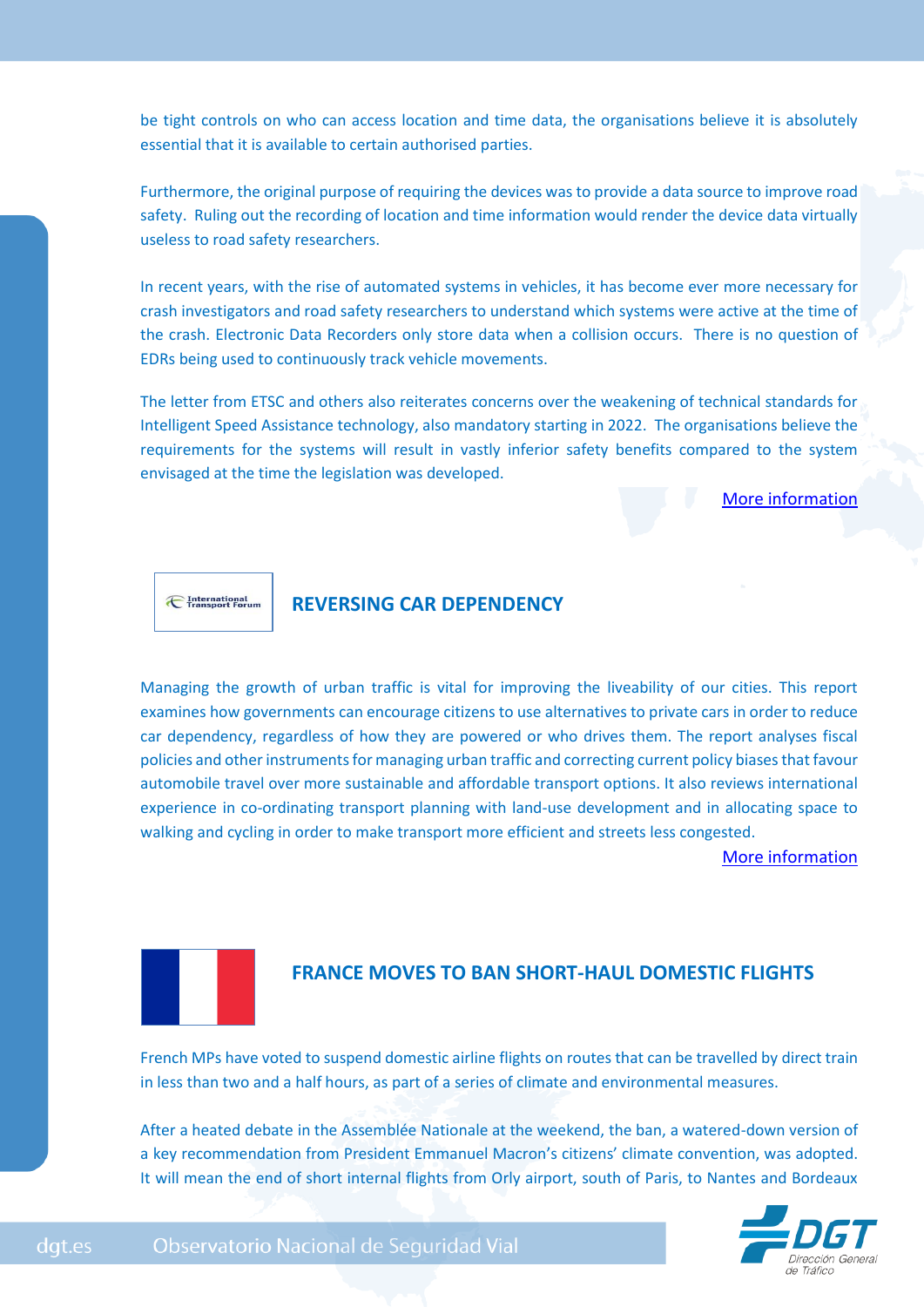be tight controls on who can access location and time data, the organisations believe it is absolutely essential that it is available to certain authorised parties.

Furthermore, the original purpose of requiring the devices was to provide a data source to improve road safety. Ruling out the recording of location and time information would render the device data virtually useless to road safety researchers.

In recent years, with the rise of automated systems in vehicles, it has become ever more necessary for crash investigators and road safety researchers to understand which systems were active at the time of the crash. Electronic Data Recorders only store data when a collision occurs. There is no question of EDRs being used to continuously track vehicle movements.

The letter from ETSC and others also reiterates concerns over the weakening of technical standards for Intelligent Speed Assistance technology, also mandatory starting in 2022. The organisations believe the requirements for the systems will result in vastly inferior safety benefits compared to the system envisaged at the time the legislation was developed.

More information

## REVERSING CAR DEPENDENCY

Managing the growth of urban traffic is vital for improving the liveability of our cities. This report examines how governments can encourage citizens to use alternatives to private cars in order to reduce car dependency, regardless of how they are powered or who drives them. The report analyses fiscal policies and other instruments for managing urban traffic and correcting current policy biases that favour automobile travel over more sustainable and affordable transport options. It also reviews international experience in co-ordinating transport planning with land-use development and in allocating space to walking and cycling in order to make transport more efficient and streets less congested.

More information

## FRANCE MOVES TO BAN SHORT-HAUL DOMESTIC FLIGHTS

French MPs have voted to suspend domestic airline flights on routes that can be travelled by direct train in less than two and a half hours, as part of a series of climate and environmental measures.

After a heated debate in the Assemblée Nationale at the weekend, the ban, a watered-down version of a key recommendation from President Emmanuel Macron's citizens' climate convention, was adopted. It will mean the end of short internal flights from Orly airport, south of Paris, to Nantes and Bordeaux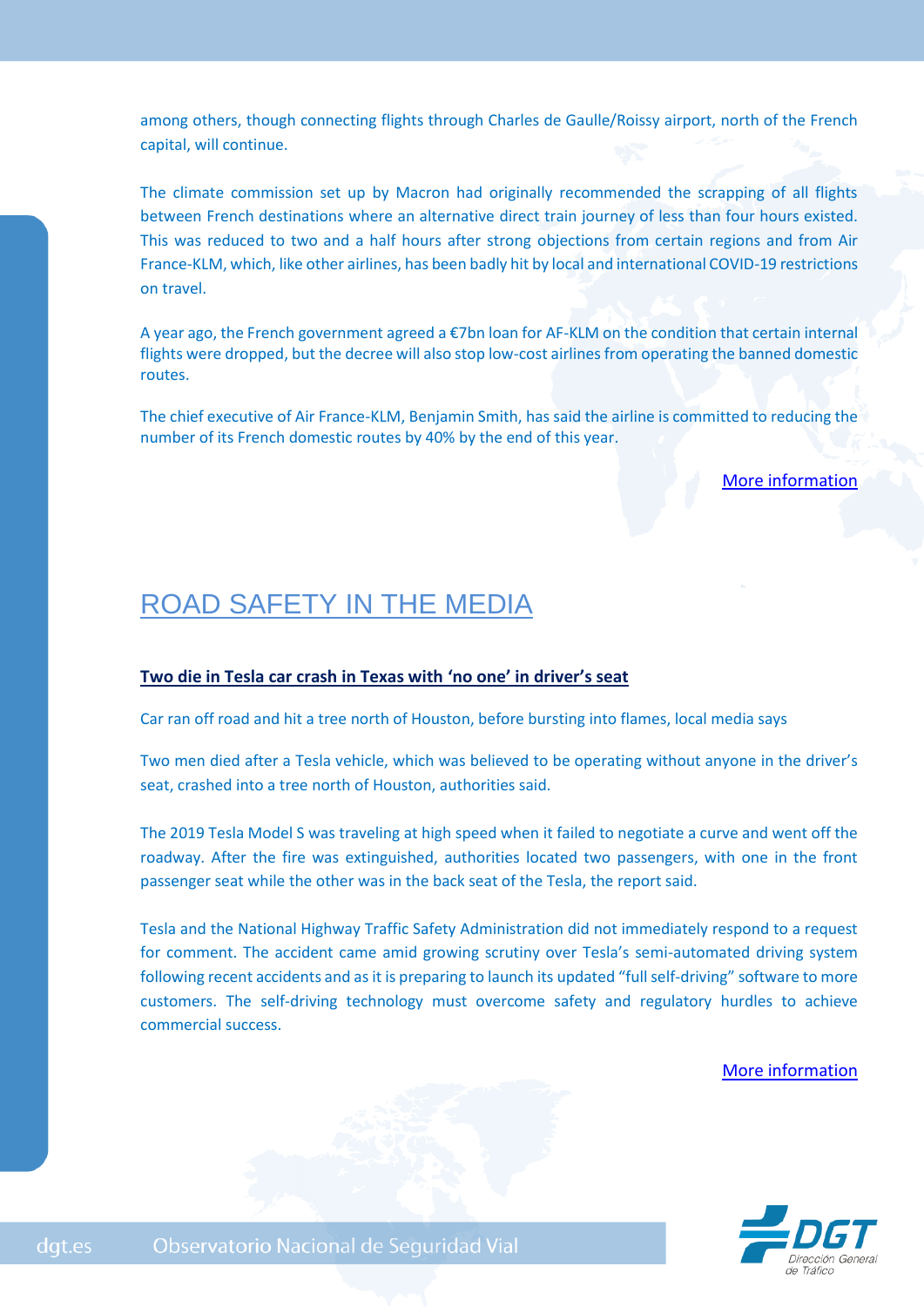among others, though connecting flights through Charles de Gaulle/Roissy airport, north of the French capital, will continue.

The climate commission set up by Macron had originally recommended the scrapping of all flights between French destinations where an alternative direct train journey of less than four hours existed. This was reduced to two and a half hours after strong objections from certain regions and from Air France-KLM, which, like other airlines, has been badly hit by local and international COVID-19 restrictions on travel.

A year ago, the French government agreed a €7bn loan for AF-KLM on the condition that certain internal flights were dropped, but the decree will also stop low-cost airlines from operating the banned domestic routes.

The chief executive of Air France-KLM, Benjamin Smith, has said the airline is committed to reducing the number of its French domestic routes by 40% by the end of this year.

More information

# ROAD SAFETY IN THE MEDIA

**Two die in Tesla car crash in Texas with 'no one' in driver's seat**

Car ran off road and hit a tree north of Houston, before bursting into flames, local media says

Two men died after a Tesla vehicle, which was believed to be operating without anyone in the driver's seat, crashed into a tree north of Houston, authorities said.

The 2019 Tesla Model S was traveling at high speed when it failed to negotiate a curve and went off the roadway. After the fire was extinguished, authorities located two passengers, with one in the front passenger seat while the other was in the back seat of the Tesla, the report said.

Tesla and the National Highway Traffic Safety Administration did not immediately respond to a request for comment. The accident came amid growing scrutiny over Tesla's semi-automated driving system following recent accidents and as it is preparing to launch its updated "full self-driving" software to more customers. The self-driving technology must overcome safety and regulatory hurdles to achieve commercial success.

More information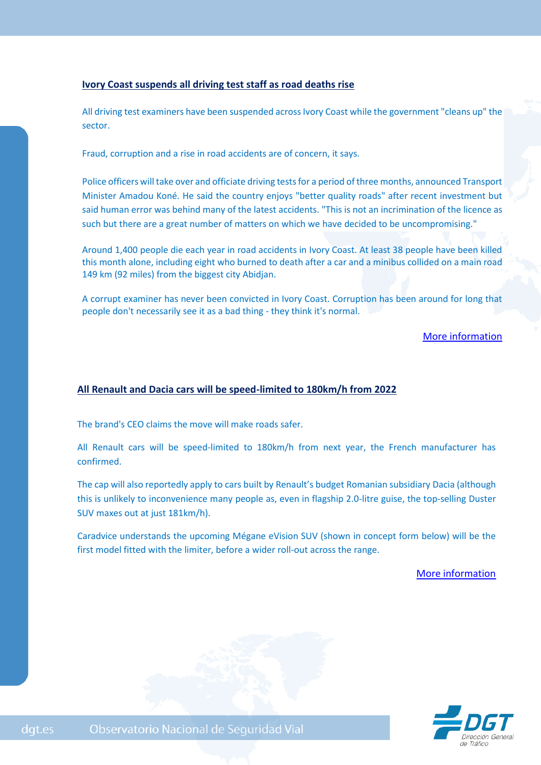## Ivory Coast suspends all driving test staff as road deaths rise

All driving test examiners have been suspended across Ivory Coast while the government "cleans up" the sector.

Fraud, corruption and a rise in road accidents are of concern, it says.

Police officers will take over and officiate driving tests for a period of three months, announced Transport Minister Amadou Koné. He said the country enjoys "better quality roads" after recent investment but said human error was behind many of the latest accidents. "This is not an incrimination of the licence as such but there are a great number of matters on which we have decided to be uncompromising."

Around 1,400 people die each year in road accidents in Ivory Coast. At least 38 people have been killed this month alone, including eight who burned to death after a car and a minibus collided on a main road 149 km (92 miles) from the biggest city Abidjan.

A corrupt examiner has never been convicted in Ivory Coast. Corruption has been around for long that people don't necessarily see it as a bad thing - they think it's normal.

More information

## All Renault and Dacia cars will be speed-limited to 180km/h from 2022

The brand's CEO claims the move will make roads safer.

All Renault cars will be speed-limited to 180km/h from next year, the French manufacturer has confirmed.

The cap will also reportedly apply to cars built by Renault's budget Romanian subsidiary Dacia (although this is unlikely to inconvenience many people as, even in flagship 2.0-litre guise, the top-selling Duster SUV maxes out at just 181km/h).

Caradvice understands the upcoming Mégane eVision SUV (shown in concept form below) will be the first model fitted with the limiter, before a wider roll-out across the range.

More information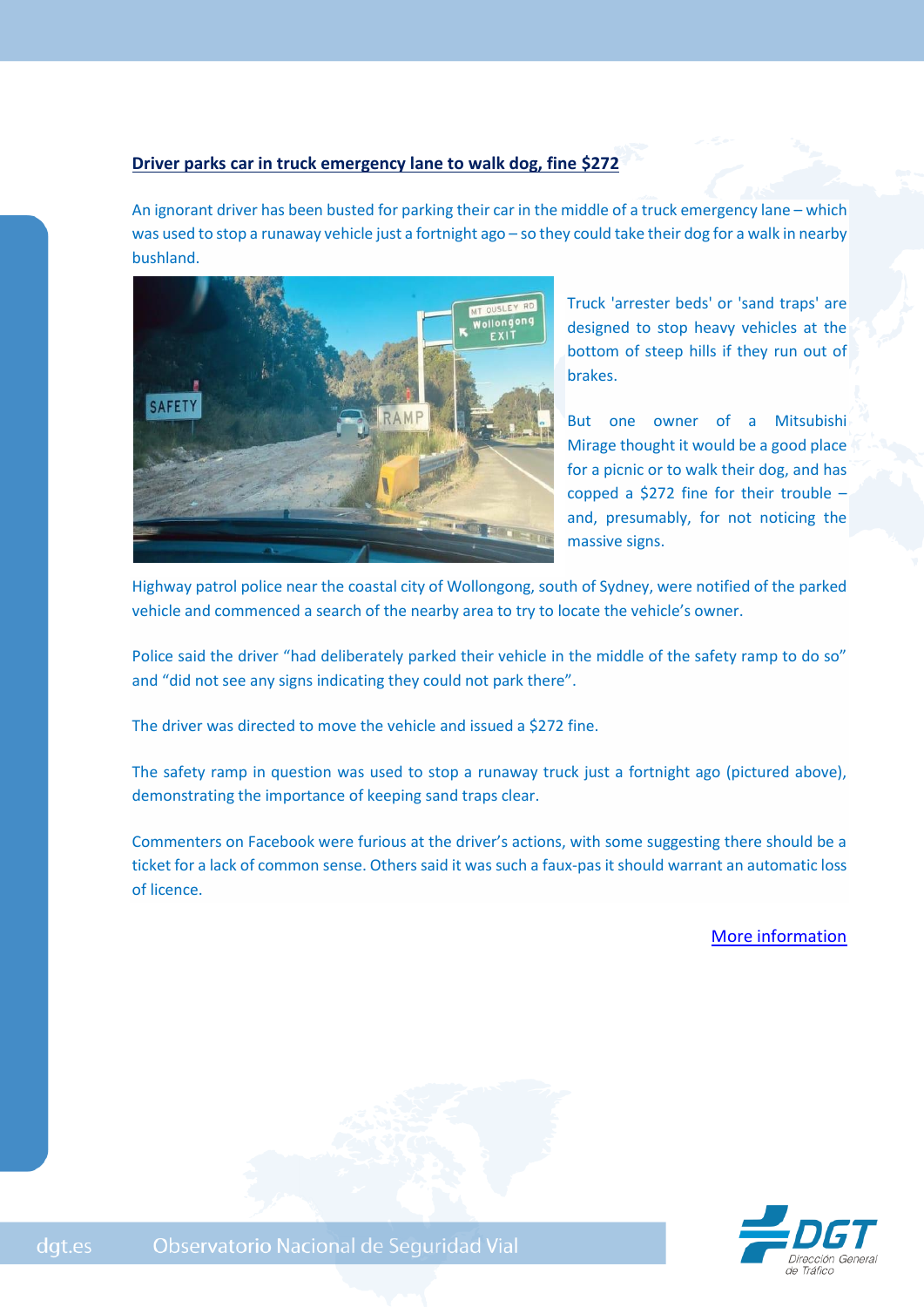## Driver parks car in truck emergency lane to walk dog, fine $272

An ignorant driver has been busted for parking their car in the middle of a truck emergency lane – which was used to stop a runaway vehicle just a fortnight ago – so they could take their dog for a walk in nearby bushland.

Truck 'arrester beds' or 'sand traps' are designed to stop heavy vehicles at the bottom of steep hills if they run out of brakes.

But one owner of a Mitsubishi Mirage thought it would be a good place for a picnic or to walk their dog, and has copped a $272 fine for their trouble – and, presumably, for not noticing the massive signs.

Highway patrol police near the coastal city of Wollongong, south of Sydney, were notified of the parked vehicle and commenced a search of the nearby area to try to locate the vehicle's owner.

Police said the driver "had deliberately parked their vehicle in the middle of the safety ramp to do so" and "did not see any signs indicating they could not park there".

The driver was directed to move the vehicle and issued a $272 fine.

The safety ramp in question was used to stop a runaway truck just a fortnight ago (pictured above), demonstrating the importance of keeping sand traps clear.

Commenters on Facebook were furious at the driver's actions, with some suggesting there should be a ticket for a lack of common sense. Others said it was such a faux-pas it should warrant an automatic loss of licence.

More information